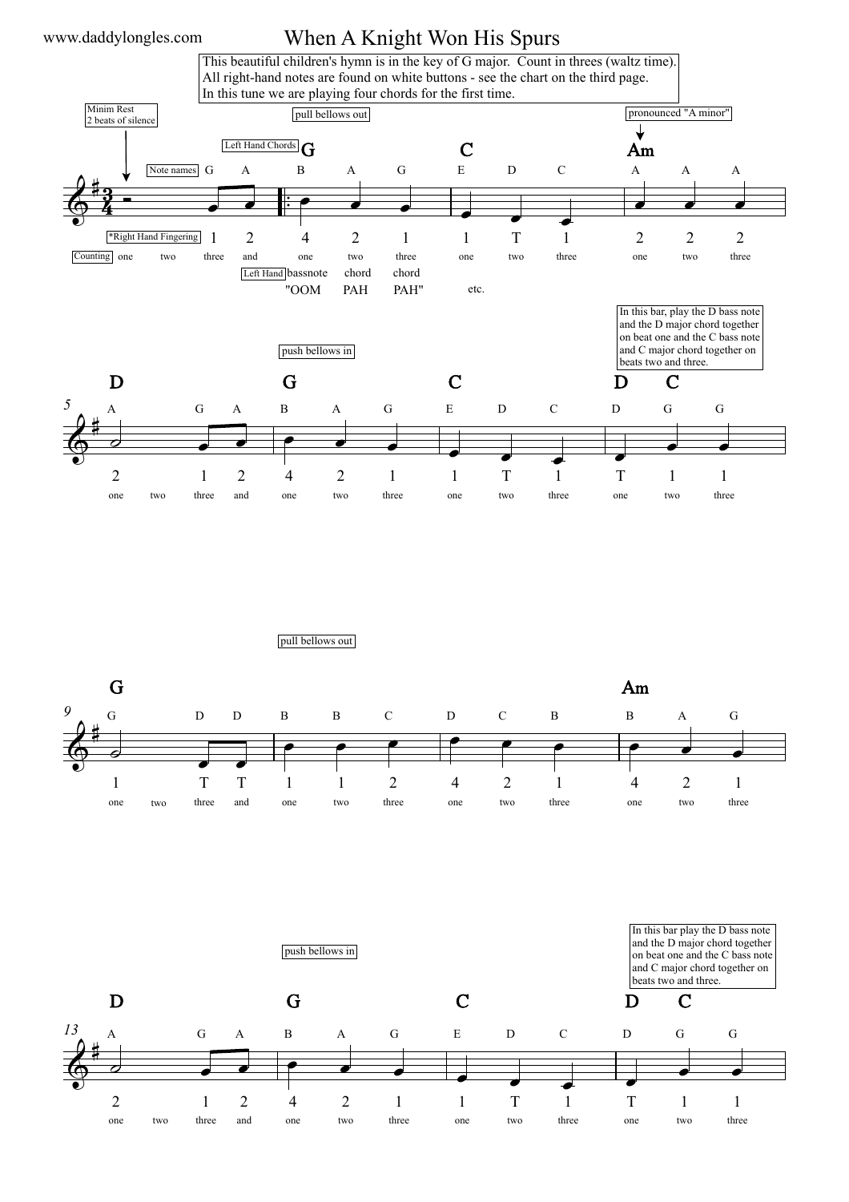# When A Knight Won His Spurs

This beautiful children's hymn is in the key of G major. Count in threes (waltz time).
All right-hand notes are found on white buttons - see the chart on the third page.
In this tune we are playing four chords for the first time.

Minim Rest
2 beats of silence

pull bellows out

pronounced "A minor"

Left Hand Chords: G, C, Am

Note names: G A | B A G | E D C | A A A

*Right Hand Fingering: 1 2 | 4 2 1 | 1 T 1 | 2 2 2

Counting: one two three and | one two three | one two three | one two three

Left Hand: bassnote chord chord
"OOM PAH PAH" etc.

In this bar, play the D bass note and the D major chord together on beat one and the C bass note and C major chord together on beats two and three.

push bellows in

Chords: D | G | C | D C

Note names: A G A | B A G | E D C | D G G

Fingering: 2 1 2 | 4 2 1 | 1 T 1 | T 1 1

Counting: one two three and | one two three | one two three | one two three

pull bellows out

Chords: G | | | Am

Note names: G D D | B B C | D C B | B A G

Fingering: 1 T T | 1 1 2 | 4 2 1 | 4 2 1

Counting: one two three and | one two three | one two three | one two three

In this bar play the D bass note and the D major chord together on beat one and the C bass note and C major chord together on beats two and three.

push bellows in

Chords: D | G | C | D C

Note names: A G A | B A G | E D C | D G G

Fingering: 2 1 2 | 4 2 1 | 1 T 1 | T 1 1

Counting: one two three and | one two three | one two three | one two three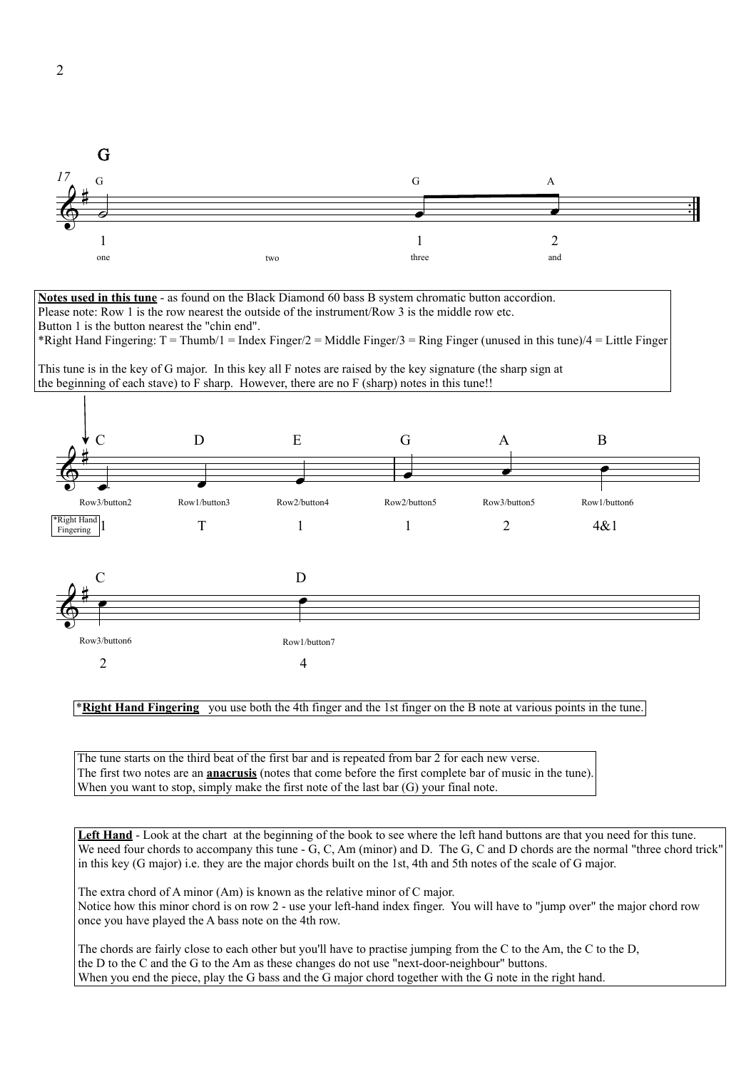**G**

*17*

G — G — A

1 — 1 — 2

one — two — three — and

**Notes used in this tune** - as found on the Black Diamond 60 bass B system chromatic button accordion.
Please note: Row 1 is the row nearest the outside of the instrument/Row 3 is the middle row etc.
Button 1 is the button nearest the "chin end".
*Right Hand Fingering: T = Thumb/1 = Index Finger/2 = Middle Finger/3 = Ring Finger (unused in this tune)/4 = Little Finger

This tune is in the key of G major. In this key all F notes are raised by the key signature (the sharp sign at the beginning of each stave) to F sharp. However, there are no F (sharp) notes in this tune!!

| | C | D | E | G | A | B |
|---|---|---|---|---|---|---|
| | Row3/button2 | Row1/button3 | Row2/button4 | Row2/button5 | Row3/button5 | Row1/button6 |
| *Right Hand Fingering | 1 | T | 1 | 1 | 2 | 4&1 |

| C | D |
|---|---|
| Row3/button6 | Row1/button7 |
| 2 | 4 |

***Right Hand Fingering** you use both the 4th finger and the 1st finger on the B note at various points in the tune.

The tune starts on the third beat of the first bar and is repeated from bar 2 for each new verse.
The first two notes are an **anacrusis** (notes that come before the first complete bar of music in the tune).
When you want to stop, simply make the first note of the last bar (G) your final note.

**Left Hand** - Look at the chart at the beginning of the book to see where the left hand buttons are that you need for this tune. We need four chords to accompany this tune - G, C, Am (minor) and D. The G, C and D chords are the normal "three chord trick" in this key (G major) i.e. they are the major chords built on the 1st, 4th and 5th notes of the scale of G major.

The extra chord of A minor (Am) is known as the relative minor of C major.
Notice how this minor chord is on row 2 - use your left-hand index finger. You will have to "jump over" the major chord row once you have played the A bass note on the 4th row.

The chords are fairly close to each other but you'll have to practise jumping from the C to the Am, the C to the D, the D to the C and the G to the Am as these changes do not use "next-door-neighbour" buttons.
When you end the piece, play the G bass and the G major chord together with the G note in the right hand.